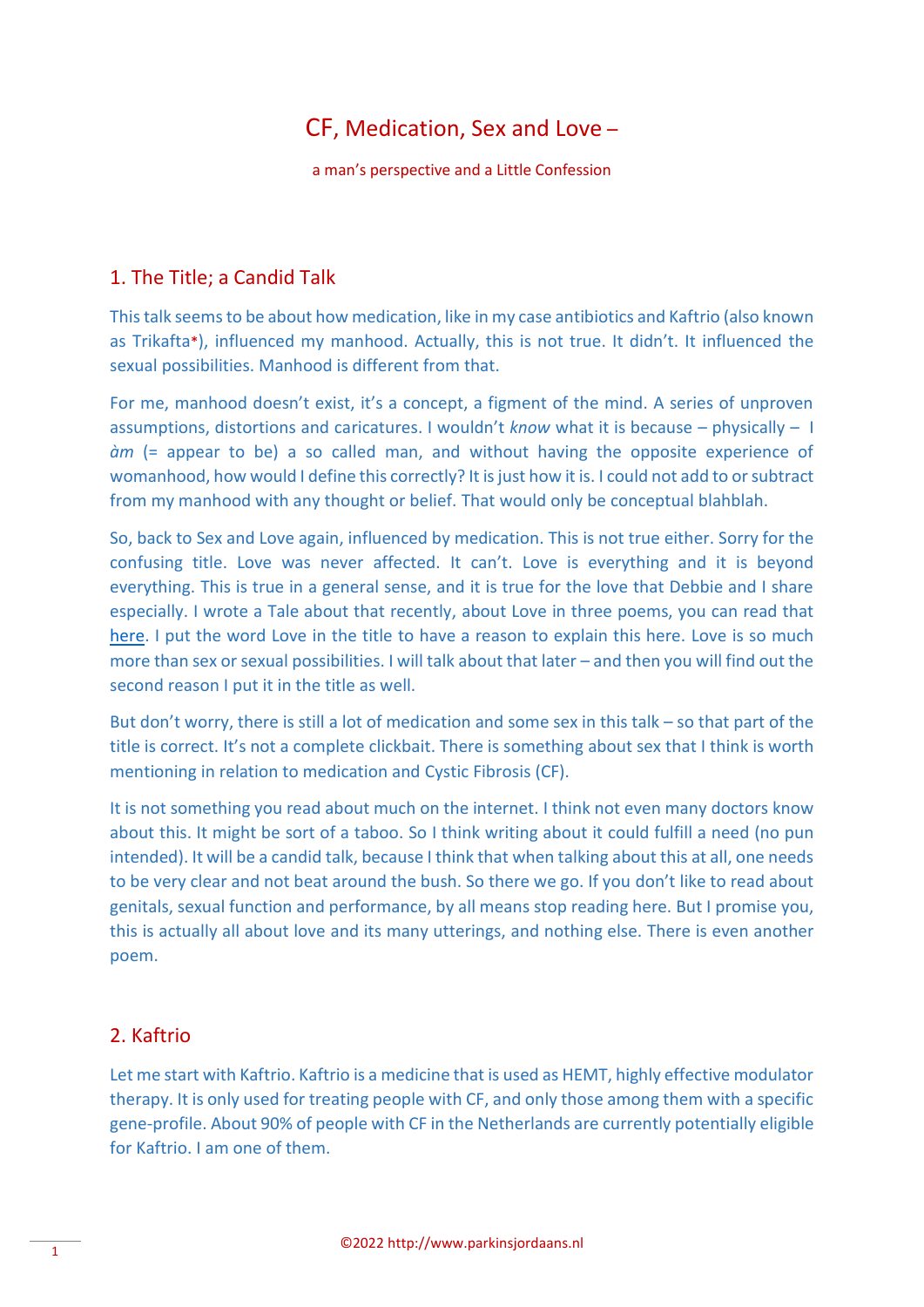# CF, Medication, Sex and Love –

a man's perspective and a Little Confession

## 1. The Title; a Candid Talk

This talk seems to be about how medication, like in my case antibiotics and Kaftrio (also known as Trikafta*), influenced my manhood. Actually, this is not true. It didn't. It influenced the sexual possibilities. Manhood is different from that.

For me, manhood doesn't exist, it's a concept, a figment of the mind. A series of unproven assumptions, distortions and caricatures. I wouldn't *know* what it is because – physically – I *àm* (= appear to be) a so called man, and without having the opposite experience of womanhood, how would I define this correctly? It is just how it is. I could not add to or subtract from my manhood with any thought or belief. That would only be conceptual blahblah.

So, back to Sex and Love again, influenced by medication. This is not true either. Sorry for the confusing title. Love was never affected. It can't. Love is everything and it is beyond everything. This is true in a general sense, and it is true for the love that Debbie and I share especially. I wrote a Tale about that recently, about Love in three poems, you can read that here. I put the word Love in the title to have a reason to explain this here. Love is so much more than sex or sexual possibilities. I will talk about that later – and then you will find out the second reason I put it in the title as well.

But don't worry, there is still a lot of medication and some sex in this talk – so that part of the title is correct. It's not a complete clickbait. There is something about sex that I think is worth mentioning in relation to medication and Cystic Fibrosis (CF).

It is not something you read about much on the internet. I think not even many doctors know about this. It might be sort of a taboo. So I think writing about it could fulfill a need (no pun intended). It will be a candid talk, because I think that when talking about this at all, one needs to be very clear and not beat around the bush. So there we go. If you don't like to read about genitals, sexual function and performance, by all means stop reading here. But I promise you, this is actually all about love and its many utterings, and nothing else. There is even another poem.

## 2. Kaftrio

Let me start with Kaftrio. Kaftrio is a medicine that is used as HEMT, highly effective modulator therapy. It is only used for treating people with CF, and only those among them with a specific gene-profile. About 90% of people with CF in the Netherlands are currently potentially eligible for Kaftrio. I am one of them.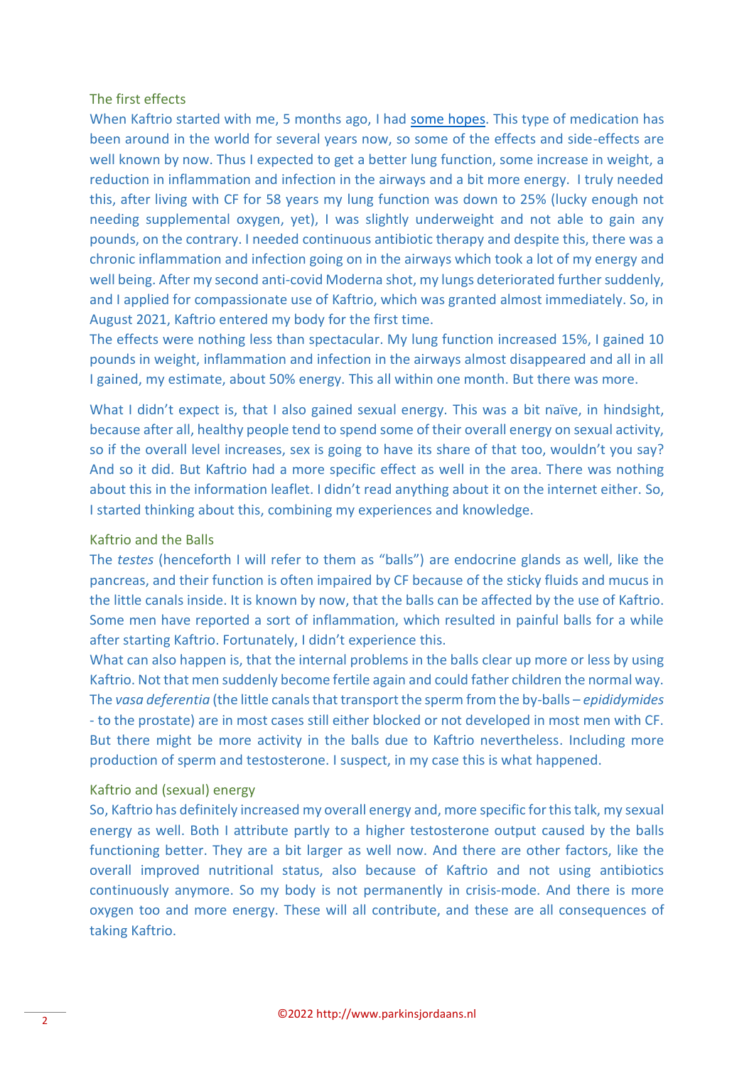## The first effects

When Kaftrio started with me, 5 months ago, I had some hopes. This type of medication has been around in the world for several years now, so some of the effects and side-effects are well known by now. Thus I expected to get a better lung function, some increase in weight, a reduction in inflammation and infection in the airways and a bit more energy. I truly needed this, after living with CF for 58 years my lung function was down to 25% (lucky enough not needing supplemental oxygen, yet), I was slightly underweight and not able to gain any pounds, on the contrary. I needed continuous antibiotic therapy and despite this, there was a chronic inflammation and infection going on in the airways which took a lot of my energy and well being. After my second anti-covid Moderna shot, my lungs deteriorated further suddenly, and I applied for compassionate use of Kaftrio, which was granted almost immediately. So, in August 2021, Kaftrio entered my body for the first time.

The effects were nothing less than spectacular. My lung function increased 15%, I gained 10 pounds in weight, inflammation and infection in the airways almost disappeared and all in all I gained, my estimate, about 50% energy. This all within one month. But there was more.

What I didn't expect is, that I also gained sexual energy. This was a bit naïve, in hindsight, because after all, healthy people tend to spend some of their overall energy on sexual activity, so if the overall level increases, sex is going to have its share of that too, wouldn't you say? And so it did. But Kaftrio had a more specific effect as well in the area. There was nothing about this in the information leaflet. I didn't read anything about it on the internet either. So, I started thinking about this, combining my experiences and knowledge.

## Kaftrio and the Balls

The *testes* (henceforth I will refer to them as "balls") are endocrine glands as well, like the pancreas, and their function is often impaired by CF because of the sticky fluids and mucus in the little canals inside. It is known by now, that the balls can be affected by the use of Kaftrio. Some men have reported a sort of inflammation, which resulted in painful balls for a while after starting Kaftrio. Fortunately, I didn't experience this.

What can also happen is, that the internal problems in the balls clear up more or less by using Kaftrio. Not that men suddenly become fertile again and could father children the normal way. The *vasa deferentia* (the little canals that transport the sperm from the by-balls – *epididymides* - to the prostate) are in most cases still either blocked or not developed in most men with CF. But there might be more activity in the balls due to Kaftrio nevertheless. Including more production of sperm and testosterone. I suspect, in my case this is what happened.

## Kaftrio and (sexual) energy

So, Kaftrio has definitely increased my overall energy and, more specific for this talk, my sexual energy as well. Both I attribute partly to a higher testosterone output caused by the balls functioning better. They are a bit larger as well now. And there are other factors, like the overall improved nutritional status, also because of Kaftrio and not using antibiotics continuously anymore. So my body is not permanently in crisis-mode. And there is more oxygen too and more energy. These will all contribute, and these are all consequences of taking Kaftrio.

©2022 http://www.parkinsjordaans.nl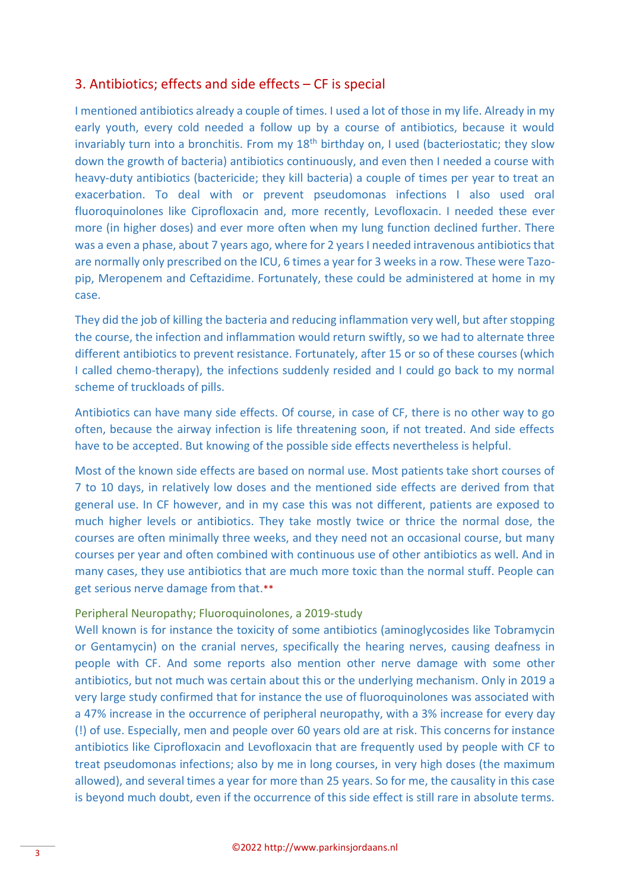## 3. Antibiotics; effects and side effects – CF is special

I mentioned antibiotics already a couple of times. I used a lot of those in my life. Already in my early youth, every cold needed a follow up by a course of antibiotics, because it would invariably turn into a bronchitis. From my 18th birthday on, I used (bacteriostatic; they slow down the growth of bacteria) antibiotics continuously, and even then I needed a course with heavy-duty antibiotics (bactericide; they kill bacteria) a couple of times per year to treat an exacerbation. To deal with or prevent pseudomonas infections I also used oral fluoroquinolones like Ciprofloxacin and, more recently, Levofloxacin. I needed these ever more (in higher doses) and ever more often when my lung function declined further. There was a even a phase, about 7 years ago, where for 2 years I needed intravenous antibiotics that are normally only prescribed on the ICU, 6 times a year for 3 weeks in a row. These were Tazo-pip, Meropenem and Ceftazidime. Fortunately, these could be administered at home in my case.

They did the job of killing the bacteria and reducing inflammation very well, but after stopping the course, the infection and inflammation would return swiftly, so we had to alternate three different antibiotics to prevent resistance. Fortunately, after 15 or so of these courses (which I called chemo-therapy), the infections suddenly resided and I could go back to my normal scheme of truckloads of pills.

Antibiotics can have many side effects. Of course, in case of CF, there is no other way to go often, because the airway infection is life threatening soon, if not treated. And side effects have to be accepted. But knowing of the possible side effects nevertheless is helpful.

Most of the known side effects are based on normal use. Most patients take short courses of 7 to 10 days, in relatively low doses and the mentioned side effects are derived from that general use. In CF however, and in my case this was not different, patients are exposed to much higher levels or antibiotics. They take mostly twice or thrice the normal dose, the courses are often minimally three weeks, and they need not an occasional course, but many courses per year and often combined with continuous use of other antibiotics as well. And in many cases, they use antibiotics that are much more toxic than the normal stuff. People can get serious nerve damage from that.**

### Peripheral Neuropathy; Fluoroquinolones, a 2019-study

Well known is for instance the toxicity of some antibiotics (aminoglycosides like Tobramycin or Gentamycin) on the cranial nerves, specifically the hearing nerves, causing deafness in people with CF. And some reports also mention other nerve damage with some other antibiotics, but not much was certain about this or the underlying mechanism. Only in 2019 a very large study confirmed that for instance the use of fluoroquinolones was associated with a 47% increase in the occurrence of peripheral neuropathy, with a 3% increase for every day (!) of use. Especially, men and people over 60 years old are at risk. This concerns for instance antibiotics like Ciprofloxacin and Levofloxacin that are frequently used by people with CF to treat pseudomonas infections; also by me in long courses, in very high doses (the maximum allowed), and several times a year for more than 25 years. So for me, the causality in this case is beyond much doubt, even if the occurrence of this side effect is still rare in absolute terms.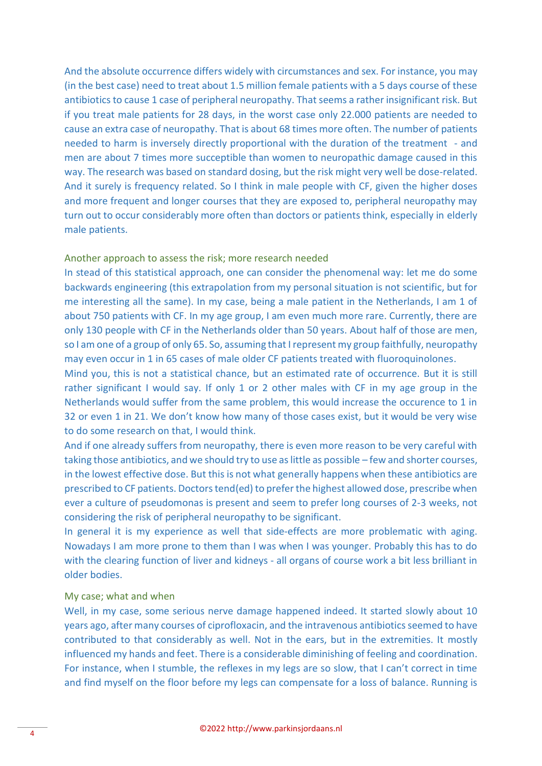And the absolute occurrence differs widely with circumstances and sex. For instance, you may (in the best case) need to treat about 1.5 million female patients with a 5 days course of these antibiotics to cause 1 case of peripheral neuropathy. That seems a rather insignificant risk. But if you treat male patients for 28 days, in the worst case only 22.000 patients are needed to cause an extra case of neuropathy. That is about 68 times more often. The number of patients needed to harm is inversely directly proportional with the duration of the treatment - and men are about 7 times more susceptible than women to neuropathic damage caused in this way. The research was based on standard dosing, but the risk might very well be dose-related. And it surely is frequency related. So I think in male people with CF, given the higher doses and more frequent and longer courses that they are exposed to, peripheral neuropathy may turn out to occur considerably more often than doctors or patients think, especially in elderly male patients.

### Another approach to assess the risk; more research needed

In stead of this statistical approach, one can consider the phenomenal way: let me do some backwards engineering (this extrapolation from my personal situation is not scientific, but for me interesting all the same). In my case, being a male patient in the Netherlands, I am 1 of about 750 patients with CF. In my age group, I am even much more rare. Currently, there are only 130 people with CF in the Netherlands older than 50 years. About half of those are men, so I am one of a group of only 65. So, assuming that I represent my group faithfully, neuropathy may even occur in 1 in 65 cases of male older CF patients treated with fluoroquinolones.

Mind you, this is not a statistical chance, but an estimated rate of occurrence. But it is still rather significant I would say. If only 1 or 2 other males with CF in my age group in the Netherlands would suffer from the same problem, this would increase the occurence to 1 in 32 or even 1 in 21. We don't know how many of those cases exist, but it would be very wise to do some research on that, I would think.

And if one already suffers from neuropathy, there is even more reason to be very careful with taking those antibiotics, and we should try to use as little as possible – few and shorter courses, in the lowest effective dose. But this is not what generally happens when these antibiotics are prescribed to CF patients. Doctors tend(ed) to prefer the highest allowed dose, prescribe when ever a culture of pseudomonas is present and seem to prefer long courses of 2-3 weeks, not considering the risk of peripheral neuropathy to be significant.

In general it is my experience as well that side-effects are more problematic with aging. Nowadays I am more prone to them than I was when I was younger. Probably this has to do with the clearing function of liver and kidneys - all organs of course work a bit less brilliant in older bodies.

### My case; what and when

Well, in my case, some serious nerve damage happened indeed. It started slowly about 10 years ago, after many courses of ciprofloxacin, and the intravenous antibiotics seemed to have contributed to that considerably as well. Not in the ears, but in the extremities. It mostly influenced my hands and feet. There is a considerable diminishing of feeling and coordination. For instance, when I stumble, the reflexes in my legs are so slow, that I can't correct in time and find myself on the floor before my legs can compensate for a loss of balance. Running is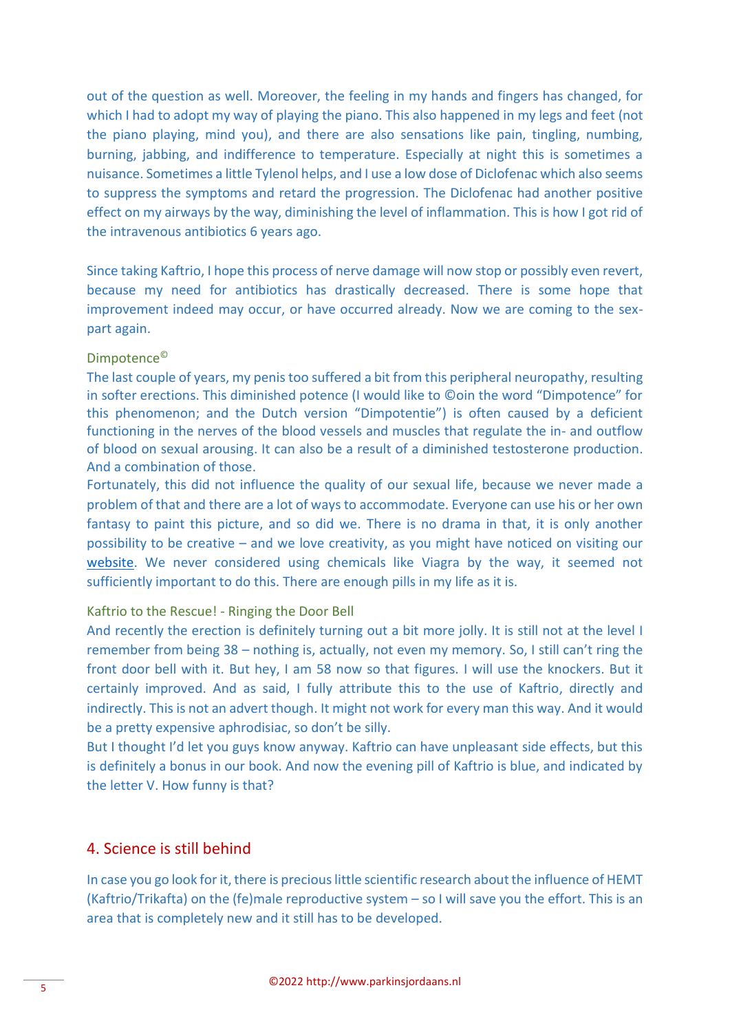out of the question as well. Moreover, the feeling in my hands and fingers has changed, for which I had to adopt my way of playing the piano. This also happened in my legs and feet (not the piano playing, mind you), and there are also sensations like pain, tingling, numbing, burning, jabbing, and indifference to temperature. Especially at night this is sometimes a nuisance. Sometimes a little Tylenol helps, and I use a low dose of Diclofenac which also seems to suppress the symptoms and retard the progression. The Diclofenac had another positive effect on my airways by the way, diminishing the level of inflammation. This is how I got rid of the intravenous antibiotics 6 years ago.

Since taking Kaftrio, I hope this process of nerve damage will now stop or possibly even revert, because my need for antibiotics has drastically decreased. There is some hope that improvement indeed may occur, or have occurred already. Now we are coming to the sex-part again.

### Dimpotence©

The last couple of years, my penis too suffered a bit from this peripheral neuropathy, resulting in softer erections. This diminished potence (I would like to ©oin the word "Dimpotence" for this phenomenon; and the Dutch version "Dimpotentie") is often caused by a deficient functioning in the nerves of the blood vessels and muscles that regulate the in- and outflow of blood on sexual arousing. It can also be a result of a diminished testosterone production. And a combination of those.

Fortunately, this did not influence the quality of our sexual life, because we never made a problem of that and there are a lot of ways to accommodate. Everyone can use his or her own fantasy to paint this picture, and so did we. There is no drama in that, it is only another possibility to be creative – and we love creativity, as you might have noticed on visiting our website. We never considered using chemicals like Viagra by the way, it seemed not sufficiently important to do this. There are enough pills in my life as it is.

### Kaftrio to the Rescue! - Ringing the Door Bell

And recently the erection is definitely turning out a bit more jolly. It is still not at the level I remember from being 38 – nothing is, actually, not even my memory. So, I still can't ring the front door bell with it. But hey, I am 58 now so that figures. I will use the knockers. But it certainly improved. And as said, I fully attribute this to the use of Kaftrio, directly and indirectly. This is not an advert though. It might not work for every man this way. And it would be a pretty expensive aphrodisiac, so don't be silly.

But I thought I'd let you guys know anyway. Kaftrio can have unpleasant side effects, but this is definitely a bonus in our book. And now the evening pill of Kaftrio is blue, and indicated by the letter V. How funny is that?

## 4. Science is still behind

In case you go look for it, there is precious little scientific research about the influence of HEMT (Kaftrio/Trikafta) on the (fe)male reproductive system – so I will save you the effort. This is an area that is completely new and it still has to be developed.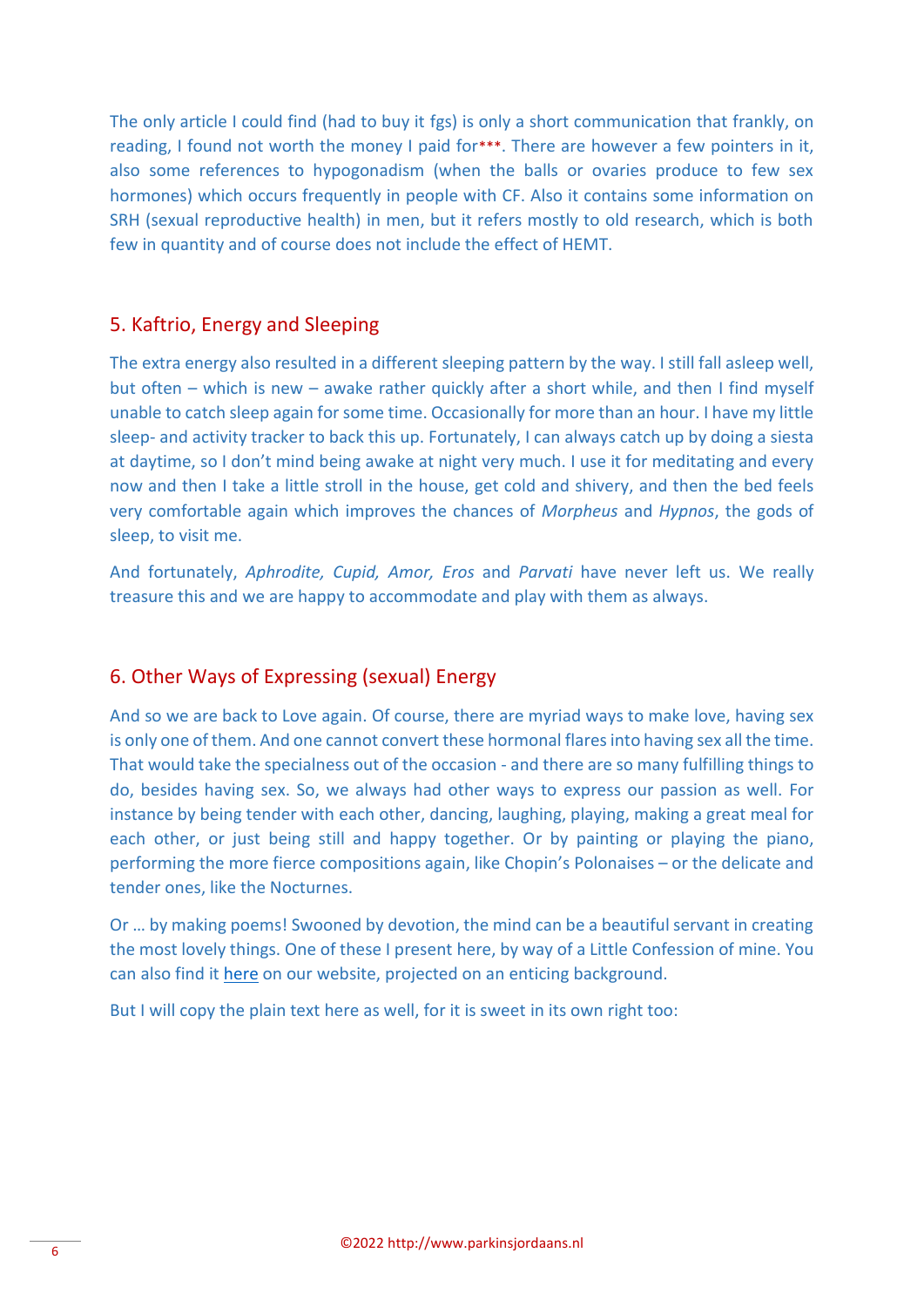The only article I could find (had to buy it fgs) is only a short communication that frankly, on reading, I found not worth the money I paid for***. There are however a few pointers in it, also some references to hypogonadism (when the balls or ovaries produce to few sex hormones) which occurs frequently in people with CF. Also it contains some information on SRH (sexual reproductive health) in men, but it refers mostly to old research, which is both few in quantity and of course does not include the effect of HEMT.

## 5. Kaftrio, Energy and Sleeping

The extra energy also resulted in a different sleeping pattern by the way. I still fall asleep well, but often – which is new – awake rather quickly after a short while, and then I find myself unable to catch sleep again for some time. Occasionally for more than an hour. I have my little sleep- and activity tracker to back this up. Fortunately, I can always catch up by doing a siesta at daytime, so I don't mind being awake at night very much. I use it for meditating and every now and then I take a little stroll in the house, get cold and shivery, and then the bed feels very comfortable again which improves the chances of *Morpheus* and *Hypnos*, the gods of sleep, to visit me.

And fortunately, *Aphrodite, Cupid, Amor, Eros* and *Parvati* have never left us. We really treasure this and we are happy to accommodate and play with them as always.

## 6. Other Ways of Expressing (sexual) Energy

And so we are back to Love again. Of course, there are myriad ways to make love, having sex is only one of them. And one cannot convert these hormonal flares into having sex all the time. That would take the specialness out of the occasion - and there are so many fulfilling things to do, besides having sex. So, we always had other ways to express our passion as well. For instance by being tender with each other, dancing, laughing, playing, making a great meal for each other, or just being still and happy together. Or by painting or playing the piano, performing the more fierce compositions again, like Chopin's Polonaises – or the delicate and tender ones, like the Nocturnes.

Or … by making poems! Swooned by devotion, the mind can be a beautiful servant in creating the most lovely things. One of these I present here, by way of a Little Confession of mine. You can also find it here on our website, projected on an enticing background.

But I will copy the plain text here as well, for it is sweet in its own right too: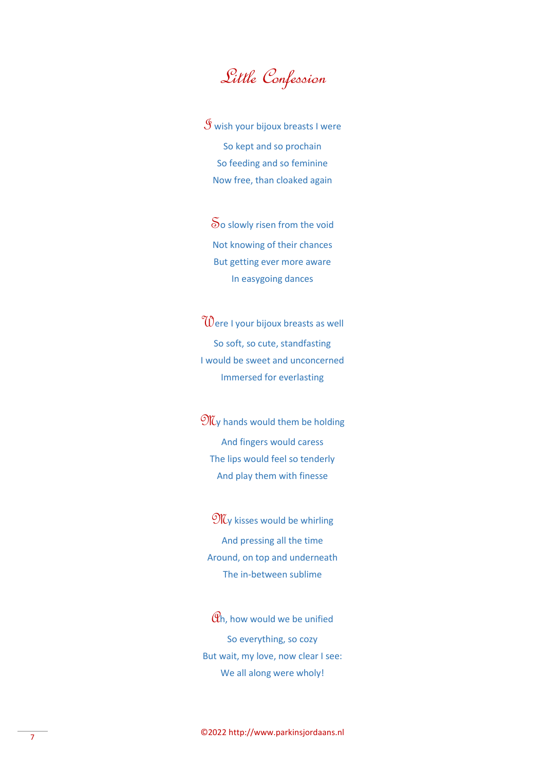# Little Confession

I wish your bijoux breasts I were  
So kept and so prochain  
So feeding and so feminine  
Now free, than cloaked again

So slowly risen from the void  
Not knowing of their chances  
But getting ever more aware  
In easygoing dances

Were I your bijoux breasts as well  
So soft, so cute, standfasting  
I would be sweet and unconcerned  
Immersed for everlasting

My hands would them be holding  
And fingers would caress  
The lips would feel so tenderly  
And play them with finesse

My kisses would be whirling  
And pressing all the time  
Around, on top and underneath  
The in-between sublime

Ah, how would we be unified  
So everything, so cozy  
But wait, my love, now clear I see:  
We all along were wholy!

©2022 http://www.parkinsjordaans.nl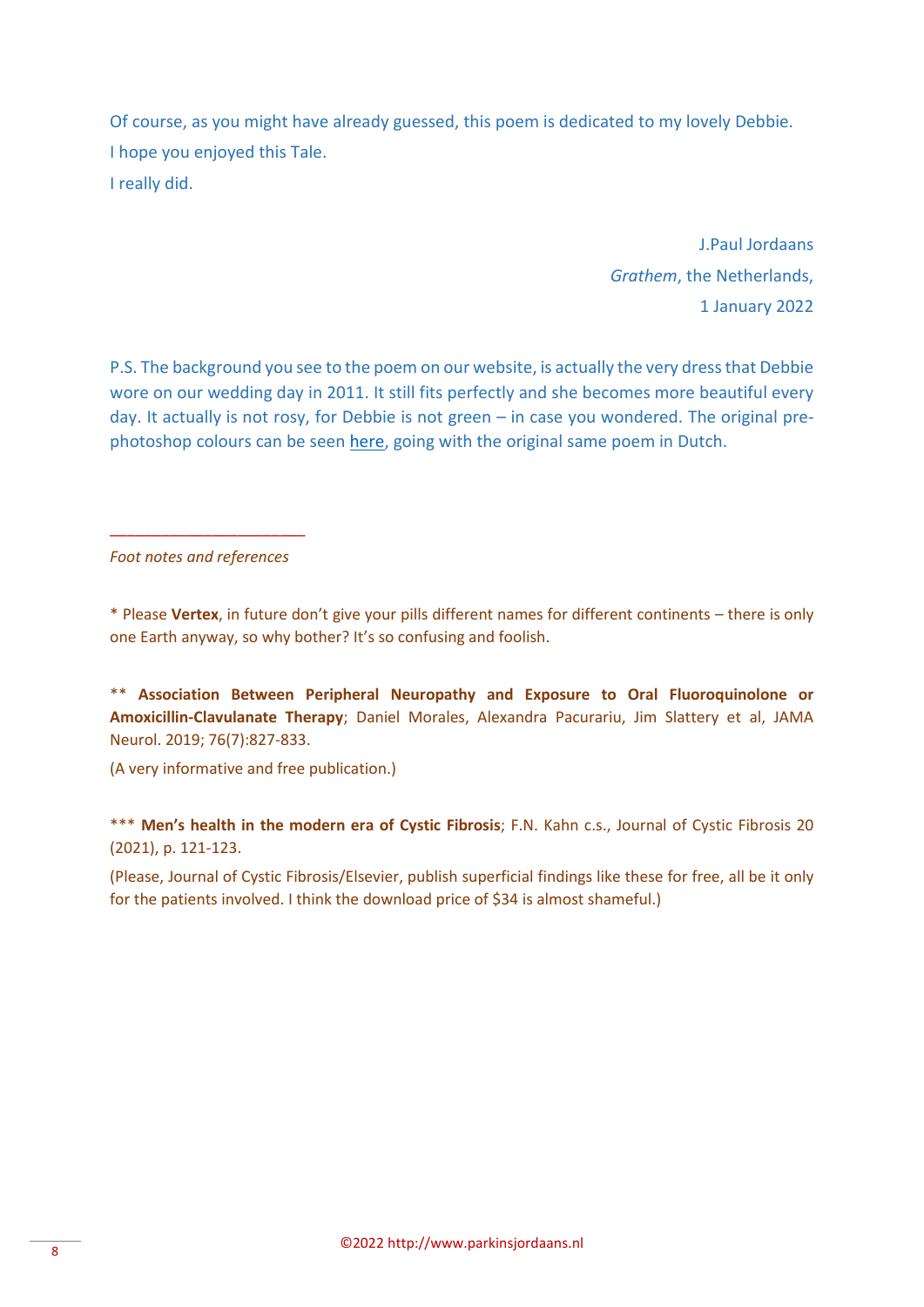Of course, as you might have already guessed, this poem is dedicated to my lovely Debbie.

I hope you enjoyed this Tale.

I really did.

J.Paul Jordaans
*Grathem*, the Netherlands,
1 January 2022

P.S. The background you see to the poem on our website, is actually the very dress that Debbie wore on our wedding day in 2011. It still fits perfectly and she becomes more beautiful every day. It actually is not rosy, for Debbie is not green – in case you wondered. The original pre-photoshop colours can be seen here, going with the original same poem in Dutch.

---

*Foot notes and references*

* Please **Vertex**, in future don't give your pills different names for different continents – there is only one Earth anyway, so why bother? It's so confusing and foolish.

** **Association Between Peripheral Neuropathy and Exposure to Oral Fluoroquinolone or Amoxicillin-Clavulanate Therapy**; Daniel Morales, Alexandra Pacurariu, Jim Slattery et al, JAMA Neurol. 2019; 76(7):827-833.

(A very informative and free publication.)

*** **Men's health in the modern era of Cystic Fibrosis**; F.N. Kahn c.s., Journal of Cystic Fibrosis 20 (2021), p. 121-123.

(Please, Journal of Cystic Fibrosis/Elsevier, publish superficial findings like these for free, all be it only for the patients involved. I think the download price of $34 is almost shameful.)